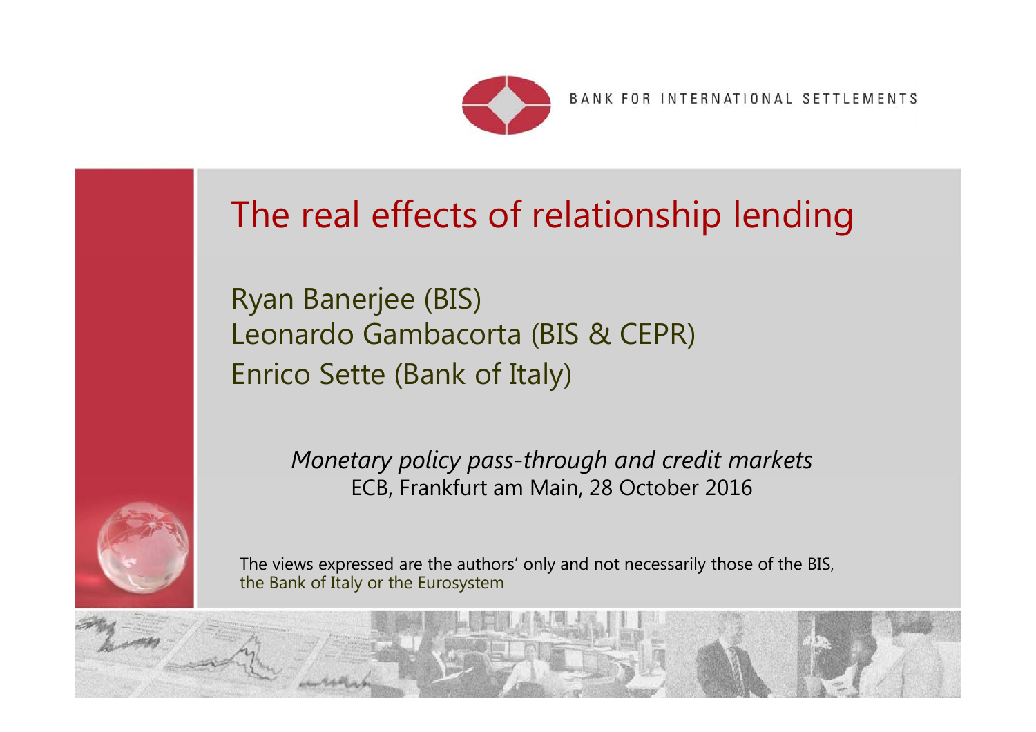BANK FOR INTERNATIONAL SETTLEMENTS

# The real effects of relationship lending

Ryan Banerjee (BIS)
Leonardo Gambacorta (BIS & CEPR)
Enrico Sette (Bank of Italy)

*Monetary policy pass-through and credit markets*
ECB, Frankfurt am Main, 28 October 2016

The views expressed are the authors' only and not necessarily those of the BIS, the Bank of Italy or the Eurosystem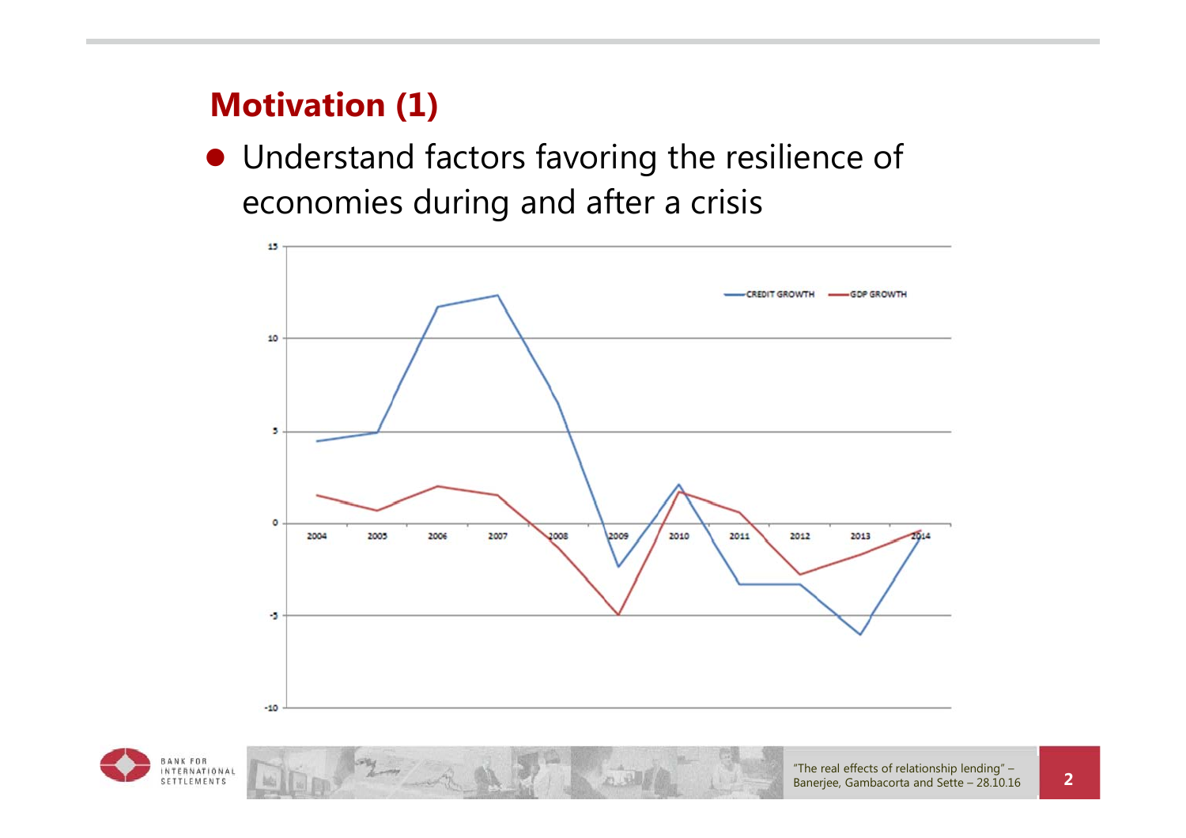## Motivation (1)

- Understand factors favoring the resilience of economies during and after a crisis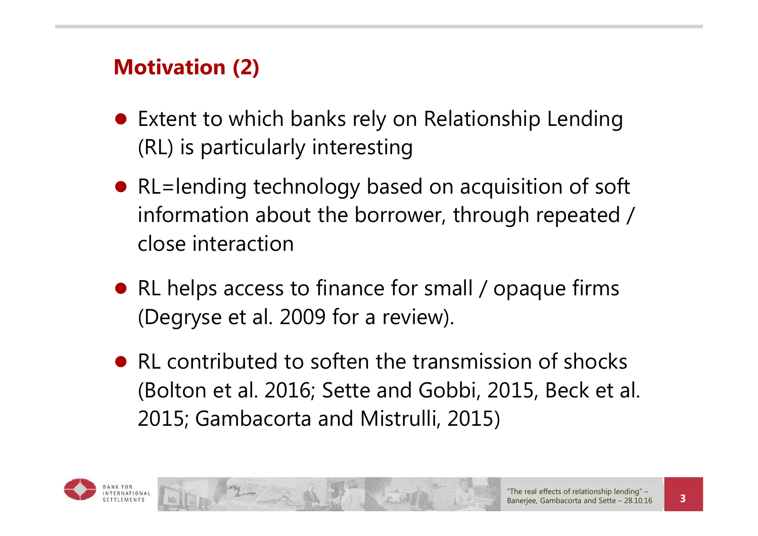## Motivation (2)

- Extent to which banks rely on Relationship Lending (RL) is particularly interesting
- RL=lending technology based on acquisition of soft information about the borrower, through repeated / close interaction
- RL helps access to finance for small / opaque firms (Degryse et al. 2009 for a review).
- RL contributed to soften the transmission of shocks (Bolton et al. 2016; Sette and Gobbi, 2015, Beck et al. 2015; Gambacorta and Mistrulli, 2015)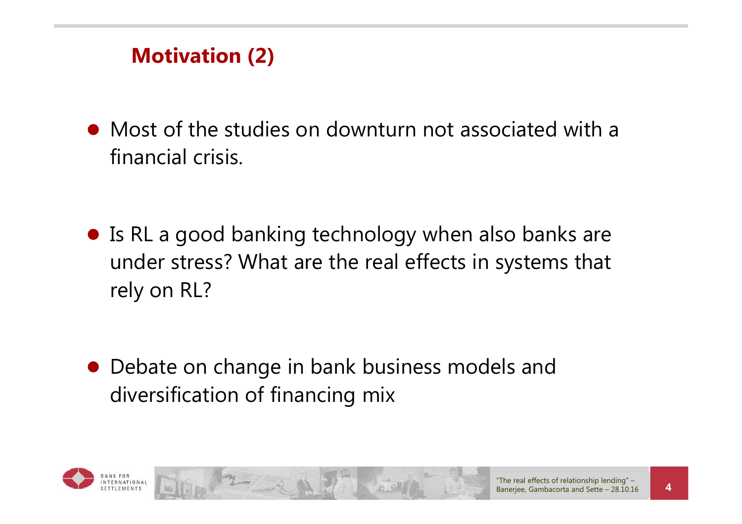## Motivation (2)

- Most of the studies on downturn not associated with a financial crisis.

- Is RL a good banking technology when also banks are under stress? What are the real effects in systems that rely on RL?

- Debate on change in bank business models and diversification of financing mix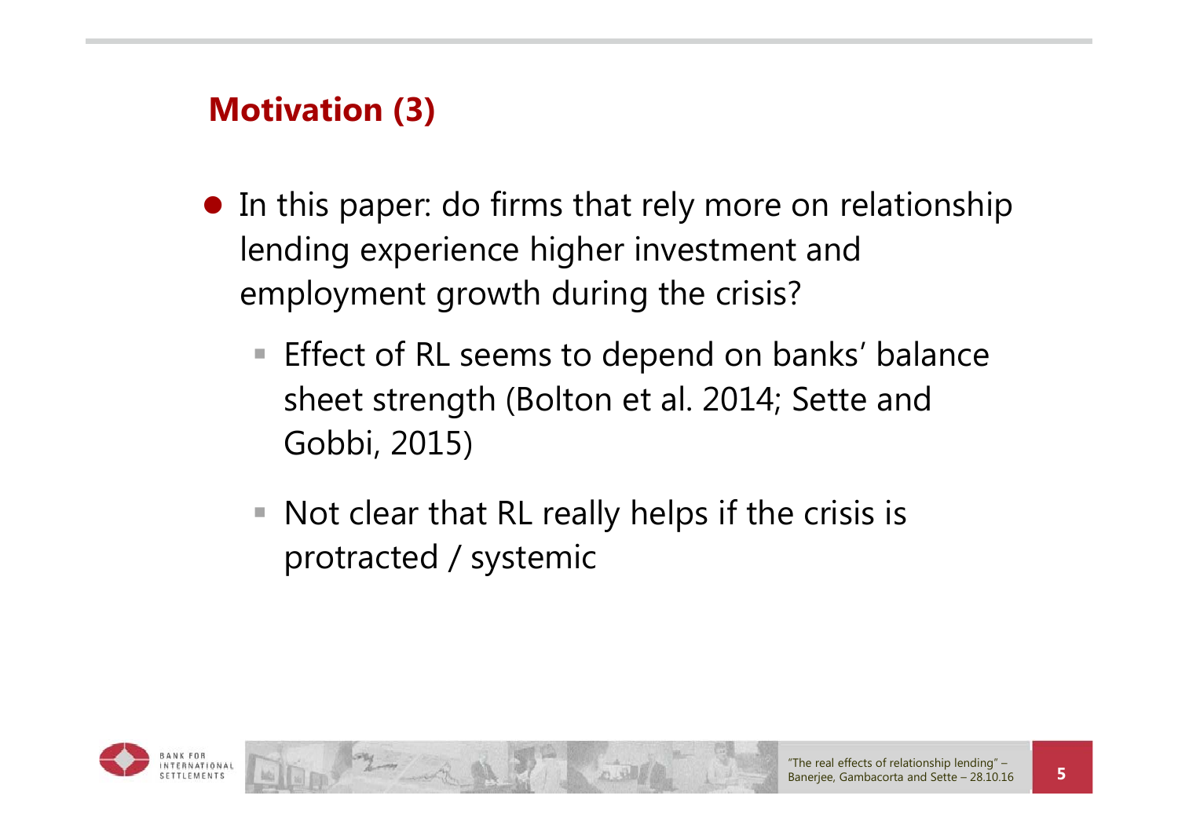## Motivation (3)

- In this paper: do firms that rely more on relationship lending experience higher investment and employment growth during the crisis?
  - Effect of RL seems to depend on banks' balance sheet strength (Bolton et al. 2014; Sette and Gobbi, 2015)
  - Not clear that RL really helps if the crisis is protracted / systemic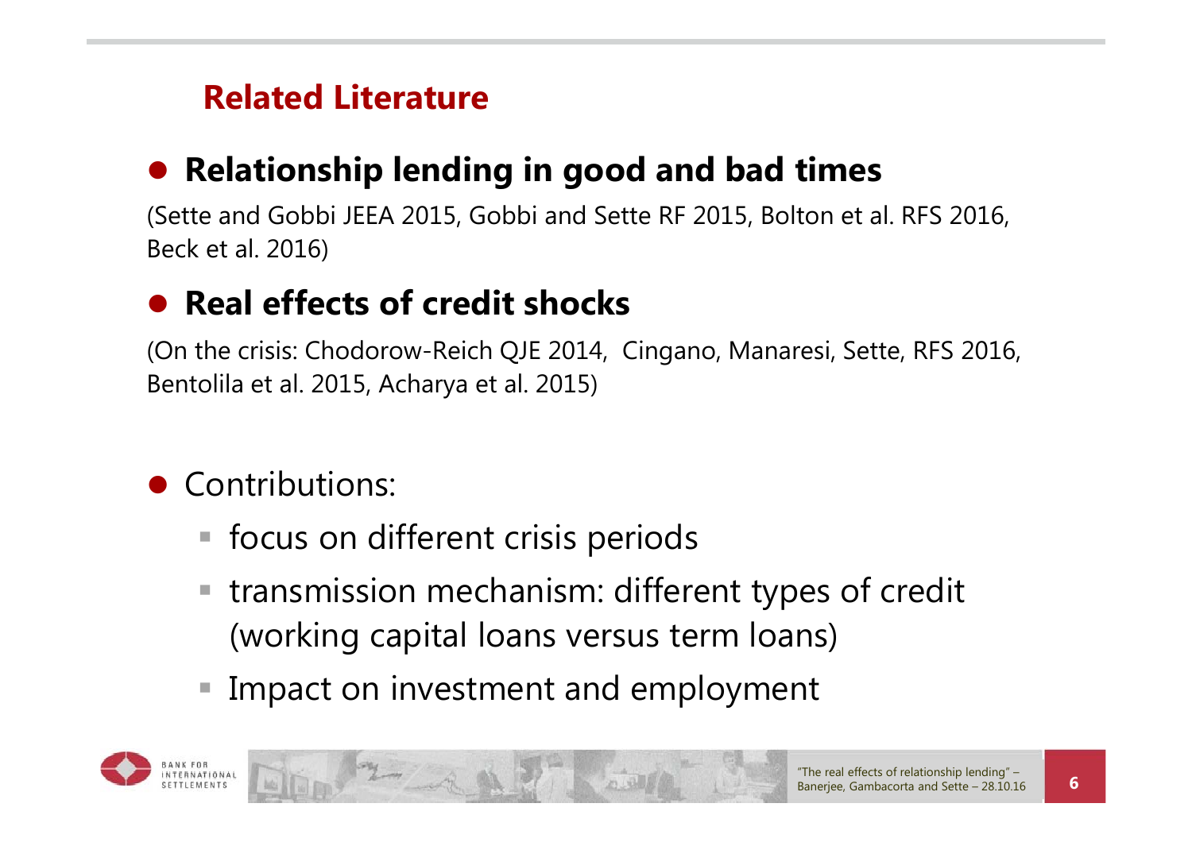## Related Literature

- **Relationship lending in good and bad times**

(Sette and Gobbi JEEA 2015, Gobbi and Sette RF 2015, Bolton et al. RFS 2016, Beck et al. 2016)

- **Real effects of credit shocks**

(On the crisis: Chodorow-Reich QJE 2014, Cingano, Manaresi, Sette, RFS 2016, Bentolila et al. 2015, Acharya et al. 2015)

- Contributions:
  - focus on different crisis periods
  - transmission mechanism: different types of credit (working capital loans versus term loans)
  - Impact on investment and employment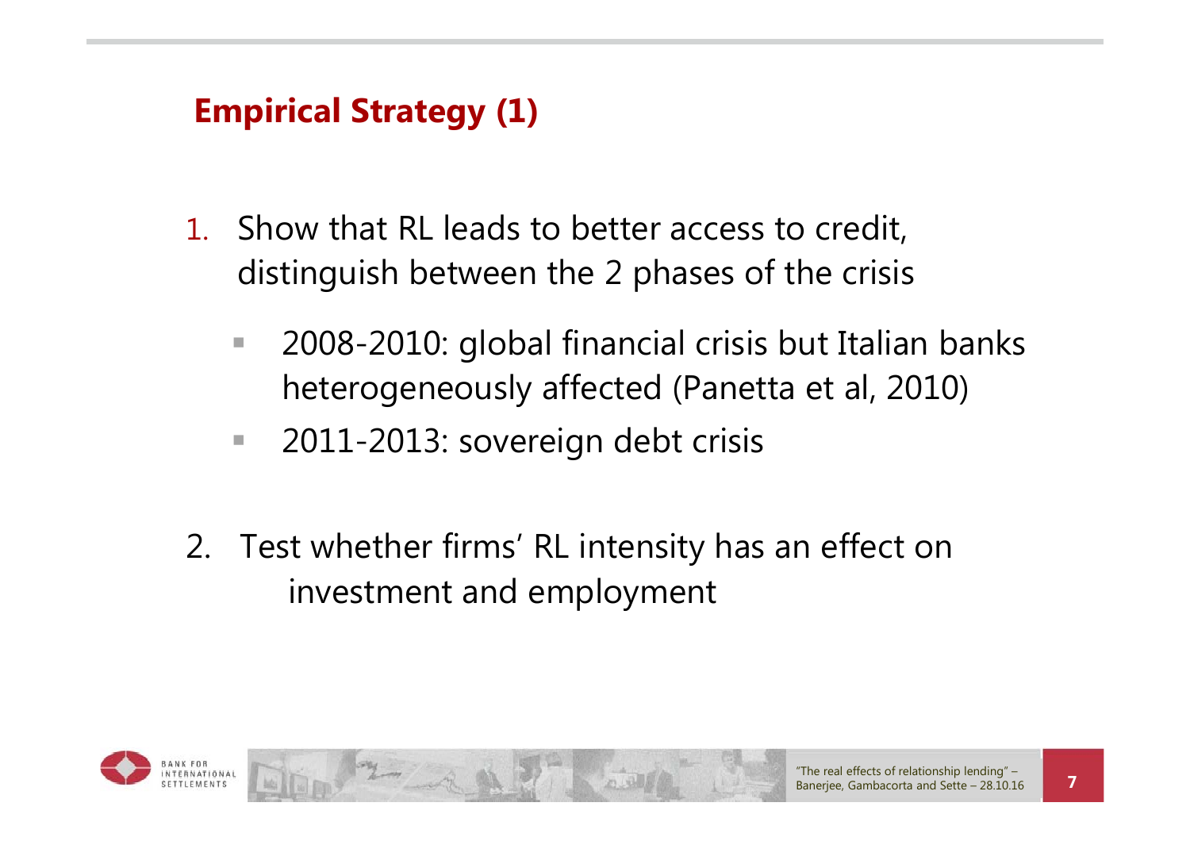## Empirical Strategy (1)

1. Show that RL leads to better access to credit, distinguish between the 2 phases of the crisis
   - 2008-2010: global financial crisis but Italian banks heterogeneously affected (Panetta et al, 2010)
   - 2011-2013: sovereign debt crisis

2. Test whether firms' RL intensity has an effect on investment and employment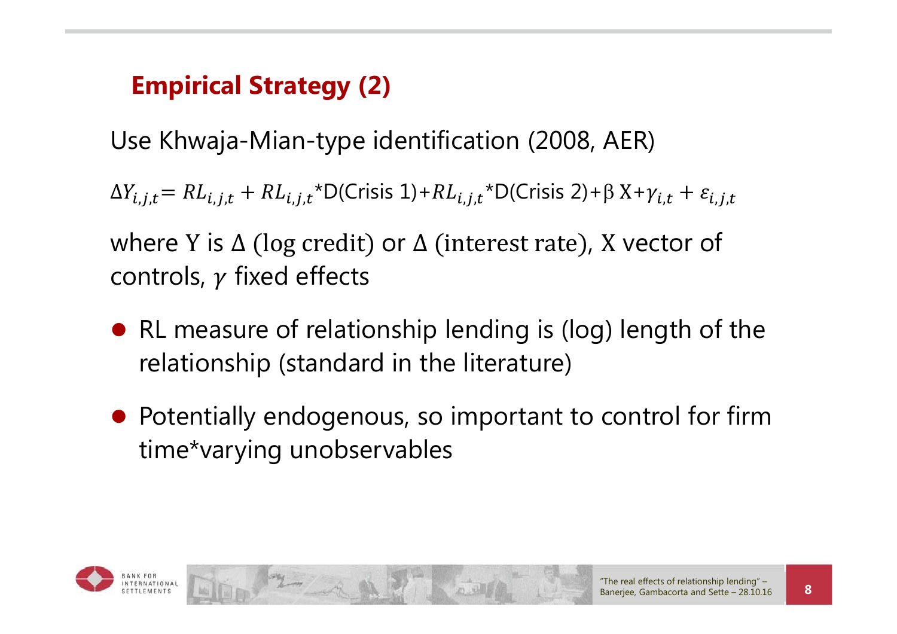## Empirical Strategy (2)

Use Khwaja-Mian-type identification (2008, AER)

$$\Delta Y_{i,j,t} = RL_{i,j,t} + RL_{i,j,t} * \text{D(Crisis 1)} + RL_{i,j,t} * \text{D(Crisis 2)} + \beta \, X + \gamma_{i,t} + \varepsilon_{i,j,t}$$

where $Y$ is $\Delta$ (log credit) or $\Delta$ (interest rate), $X$ vector of controls, $\gamma$ fixed effects

- RL measure of relationship lending is (log) length of the relationship (standard in the literature)
- Potentially endogenous, so important to control for firm time*varying unobservables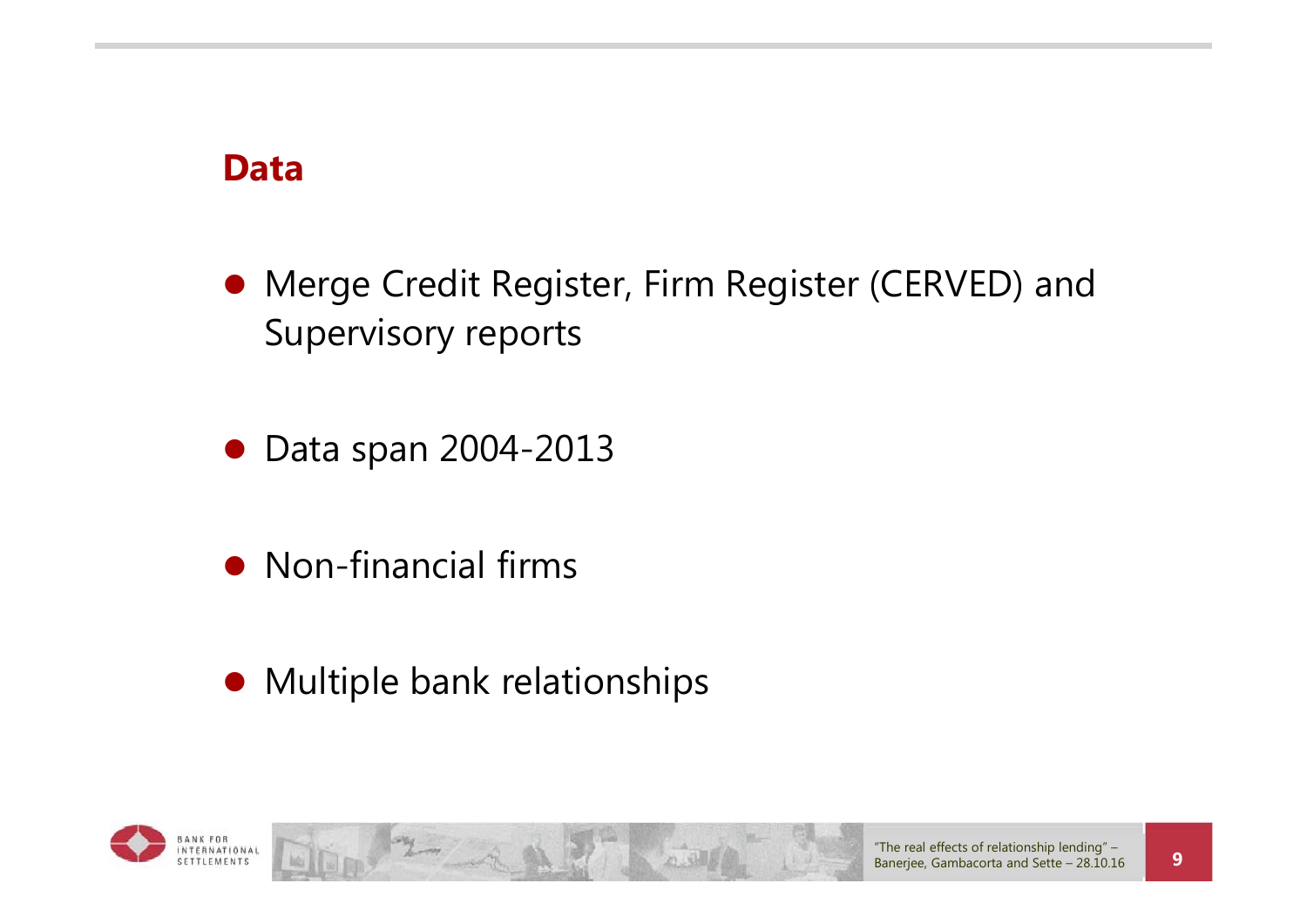## Data

- Merge Credit Register, Firm Register (CERVED) and Supervisory reports

- Data span 2004-2013

- Non-financial firms

- Multiple bank relationships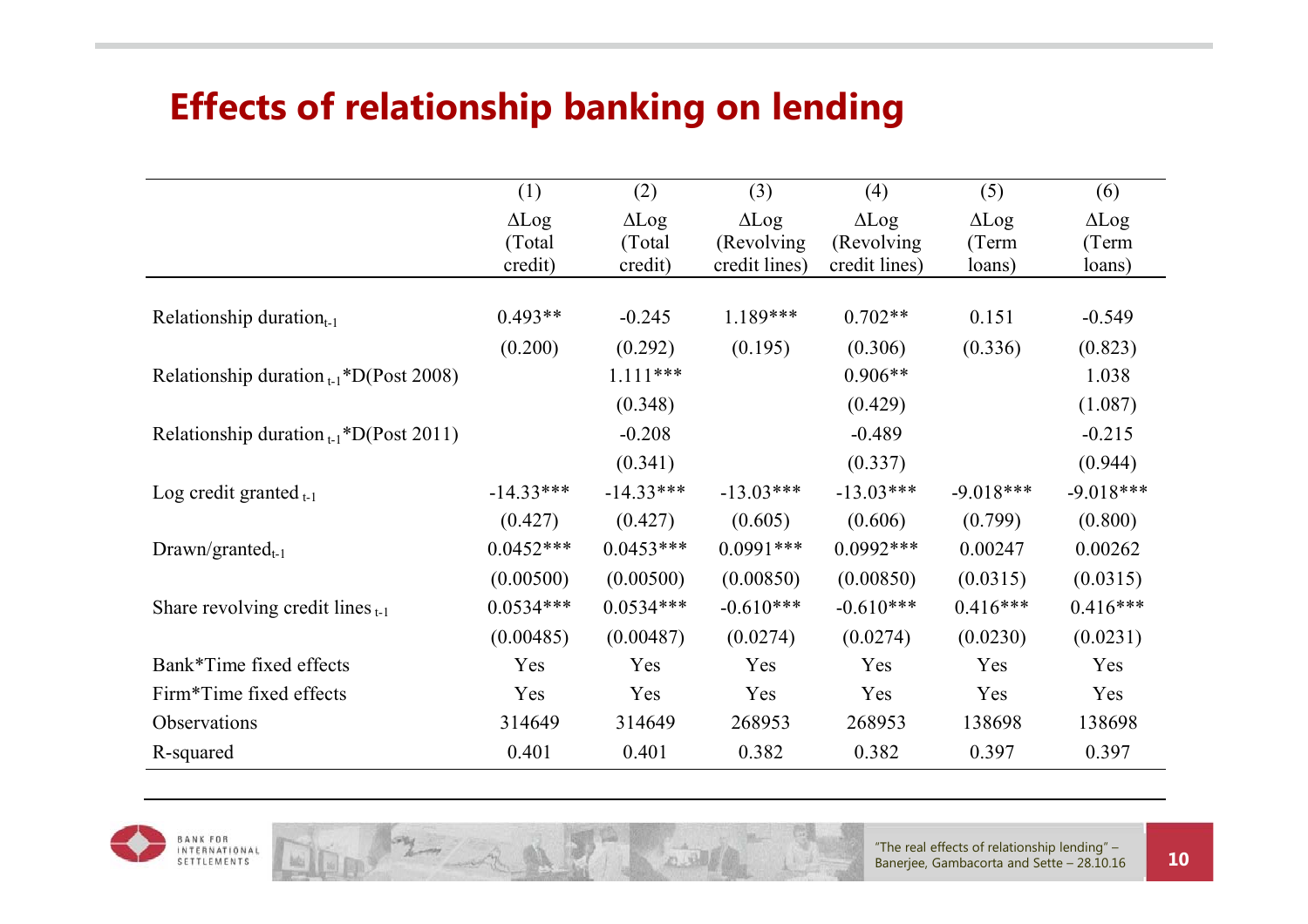# Effects of relationship banking on lending

| | (1) | (2) | (3) | (4) | (5) | (6) |
|---|---|---|---|---|---|---|
| | ΔLog (Total credit) | ΔLog (Total credit) | ΔLog (Revolving credit lines) | ΔLog (Revolving credit lines) | ΔLog (Term loans) | ΔLog (Term loans) |
| Relationship duration$_{t-1}$ | 0.493** | -0.245 | 1.189*** | 0.702** | 0.151 | -0.549 |
| | (0.200) | (0.292) | (0.195) | (0.306) | (0.336) | (0.823) |
| Relationship duration $_{t-1}$*D(Post 2008) | | 1.111*** | | 0.906** | | 1.038 |
| | | (0.348) | | (0.429) | | (1.087) |
| Relationship duration $_{t-1}$*D(Post 2011) | | -0.208 | | -0.489 | | -0.215 |
| | | (0.341) | | (0.337) | | (0.944) |
| Log credit granted $_{t-1}$ | -14.33*** | -14.33*** | -13.03*** | -13.03*** | -9.018*** | -9.018*** |
| | (0.427) | (0.427) | (0.605) | (0.606) | (0.799) | (0.800) |
| Drawn/granted$_{t-1}$ | 0.0452*** | 0.0453*** | 0.0991*** | 0.0992*** | 0.00247 | 0.00262 |
| | (0.00500) | (0.00500) | (0.00850) | (0.00850) | (0.0315) | (0.0315) |
| Share revolving credit lines $_{t-1}$ | 0.0534*** | 0.0534*** | -0.610*** | -0.610*** | 0.416*** | 0.416*** |
| | (0.00485) | (0.00487) | (0.0274) | (0.0274) | (0.0230) | (0.0231) |
| Bank*Time fixed effects | Yes | Yes | Yes | Yes | Yes | Yes |
| Firm*Time fixed effects | Yes | Yes | Yes | Yes | Yes | Yes |
| Observations | 314649 | 314649 | 268953 | 268953 | 138698 | 138698 |
| R-squared | 0.401 | 0.401 | 0.382 | 0.382 | 0.397 | 0.397 |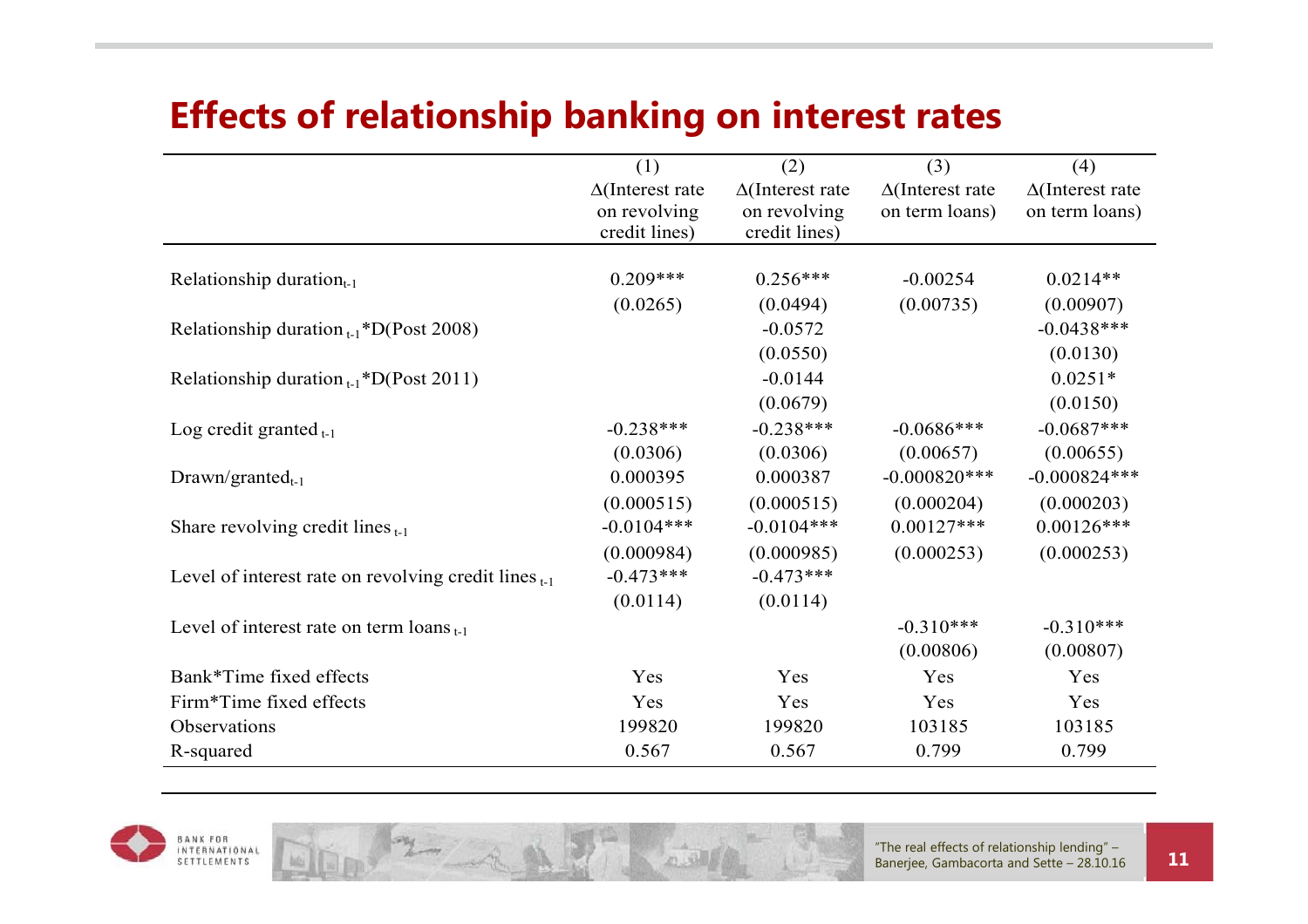## Effects of relationship banking on interest rates

| | (1) | (2) | (3) | (4) |
|---|---|---|---|---|
| | Δ(Interest rate on revolving credit lines) | Δ(Interest rate on revolving credit lines) | Δ(Interest rate on term loans) | Δ(Interest rate on term loans) |
| Relationship duration$_{t-1}$ | 0.209*** | 0.256*** | -0.00254 | 0.0214** |
| | (0.0265) | (0.0494) | (0.00735) | (0.00907) |
| Relationship duration $_{t-1}$*D(Post 2008) | | -0.0572 | | -0.0438*** |
| | | (0.0550) | | (0.0130) |
| Relationship duration $_{t-1}$*D(Post 2011) | | -0.0144 | | 0.0251* |
| | | (0.0679) | | (0.0150) |
| Log credit granted $_{t-1}$ | -0.238*** | -0.238*** | -0.0686*** | -0.0687*** |
| | (0.0306) | (0.0306) | (0.00657) | (0.00655) |
| Drawn/granted$_{t-1}$ | 0.000395 | 0.000387 | -0.000820*** | -0.000824*** |
| | (0.000515) | (0.000515) | (0.000204) | (0.000203) |
| Share revolving credit lines $_{t-1}$ | -0.0104*** | -0.0104*** | 0.00127*** | 0.00126*** |
| | (0.000984) | (0.000985) | (0.000253) | (0.000253) |
| Level of interest rate on revolving credit lines $_{t-1}$ | -0.473*** | -0.473*** | | |
| | (0.0114) | (0.0114) | | |
| Level of interest rate on term loans $_{t-1}$ | | | -0.310*** | -0.310*** |
| | | | (0.00806) | (0.00807) |
| Bank*Time fixed effects | Yes | Yes | Yes | Yes |
| Firm*Time fixed effects | Yes | Yes | Yes | Yes |
| Observations | 199820 | 199820 | 103185 | 103185 |
| R-squared | 0.567 | 0.567 | 0.799 | 0.799 |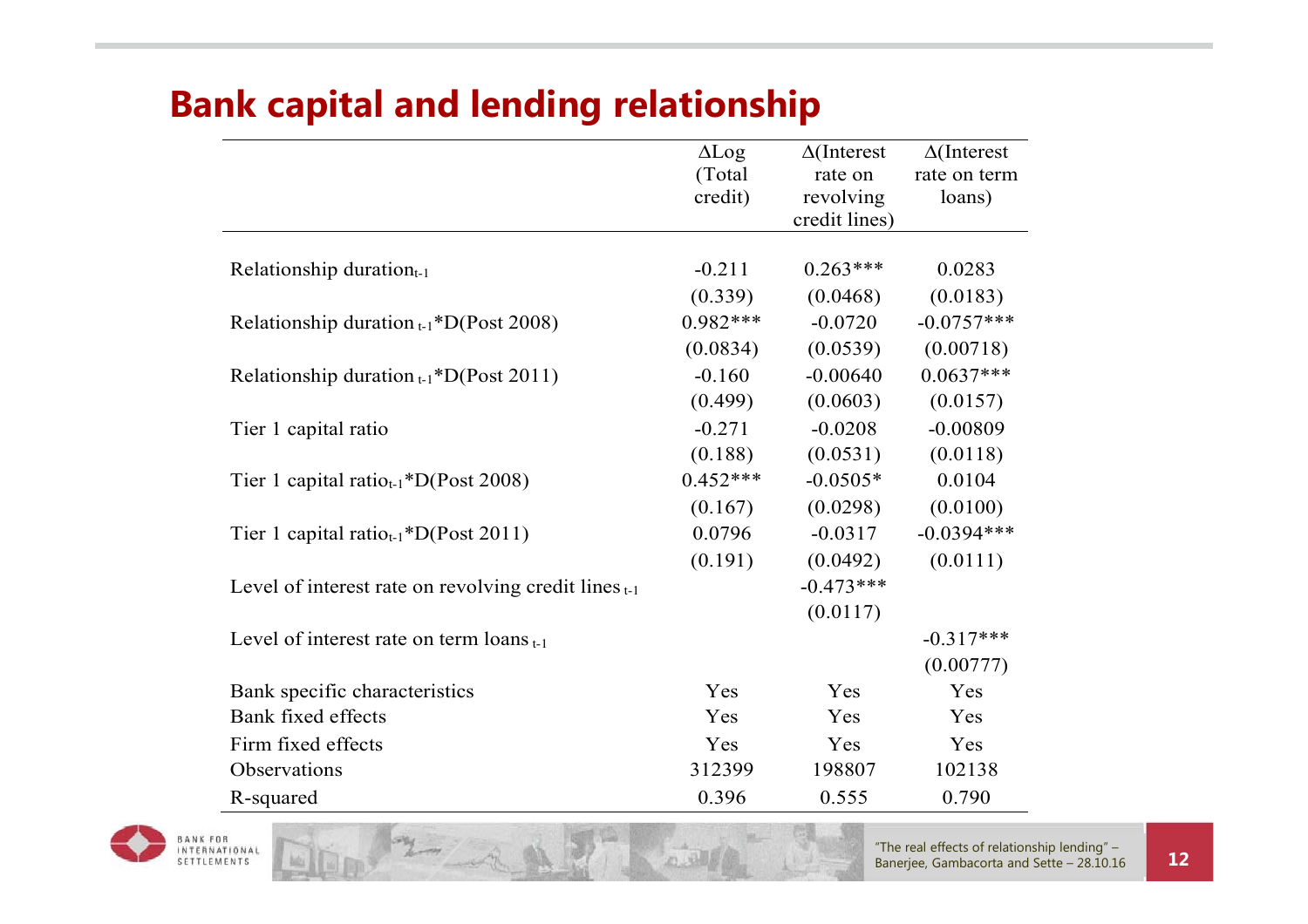## Bank capital and lending relationship

| | ΔLog (Total credit) | Δ(Interest rate on revolving credit lines) | Δ(Interest rate on term loans) |
|---|---|---|---|
| Relationship duration$_{t-1}$ | -0.211 | 0.263*** | 0.0283 |
| | (0.339) | (0.0468) | (0.0183) |
| Relationship duration $_{t-1}$*D(Post 2008) | 0.982*** | -0.0720 | -0.0757*** |
| | (0.0834) | (0.0539) | (0.00718) |
| Relationship duration $_{t-1}$*D(Post 2011) | -0.160 | -0.00640 | 0.0637*** |
| | (0.499) | (0.0603) | (0.0157) |
| Tier 1 capital ratio | -0.271 | -0.0208 | -0.00809 |
| | (0.188) | (0.0531) | (0.0118) |
| Tier 1 capital ratio$_{t-1}$*D(Post 2008) | 0.452*** | -0.0505* | 0.0104 |
| | (0.167) | (0.0298) | (0.0100) |
| Tier 1 capital ratio$_{t-1}$*D(Post 2011) | 0.0796 | -0.0317 | -0.0394*** |
| | (0.191) | (0.0492) | (0.0111) |
| Level of interest rate on revolving credit lines $_{t-1}$ | | -0.473*** | |
| | | (0.0117) | |
| Level of interest rate on term loans $_{t-1}$ | | | -0.317*** |
| | | | (0.00777) |
| Bank specific characteristics | Yes | Yes | Yes |
| Bank fixed effects | Yes | Yes | Yes |
| Firm fixed effects | Yes | Yes | Yes |
| Observations | 312399 | 198807 | 102138 |
| R-squared | 0.396 | 0.555 | 0.790 |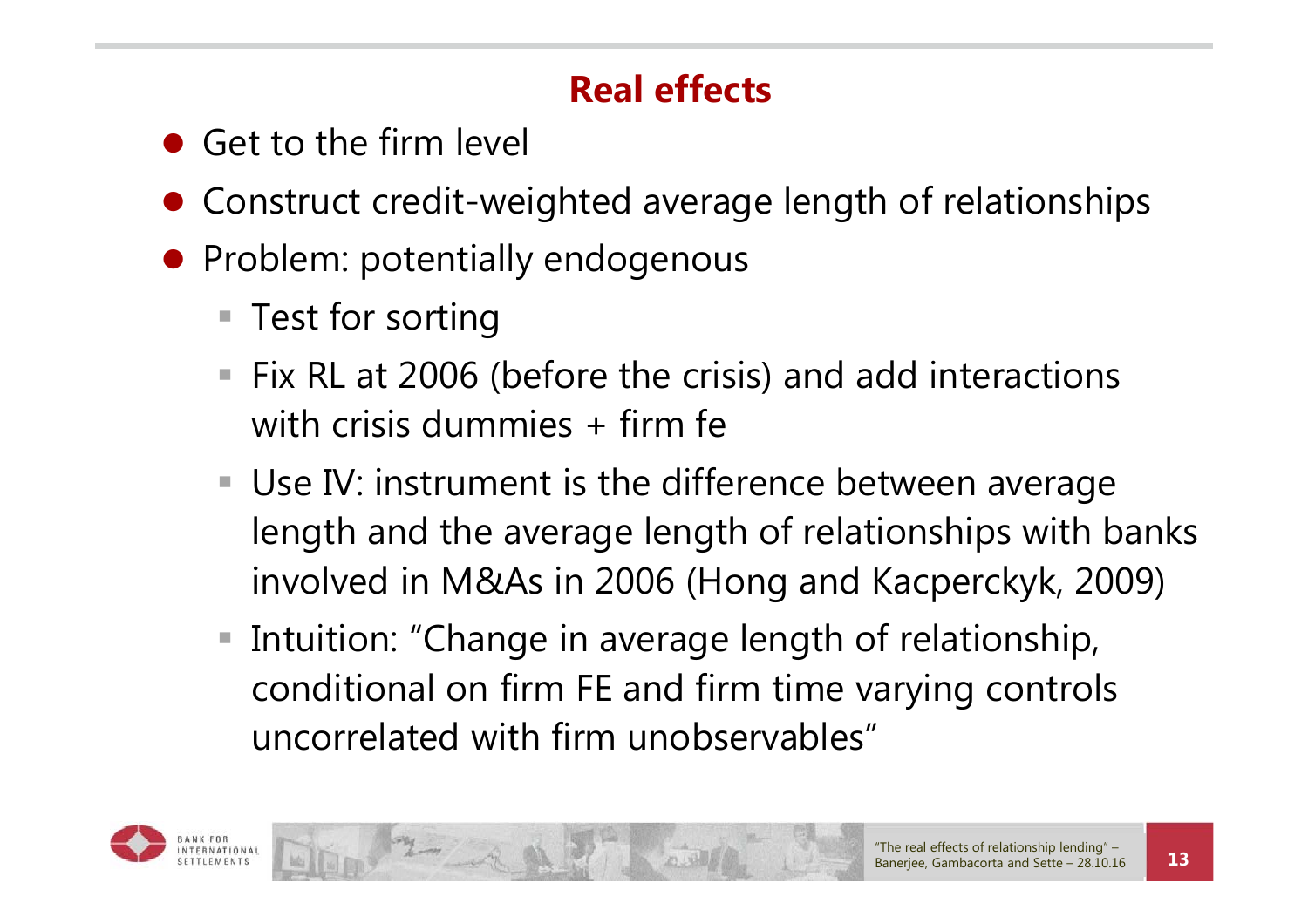## Real effects

- Get to the firm level
- Construct credit-weighted average length of relationships
- Problem: potentially endogenous
  - Test for sorting
  - Fix RL at 2006 (before the crisis) and add interactions with crisis dummies + firm fe
  - Use IV: instrument is the difference between average length and the average length of relationships with banks involved in M&As in 2006 (Hong and Kacperckyk, 2009)
  - Intuition: "Change in average length of relationship, conditional on firm FE and firm time varying controls uncorrelated with firm unobservables"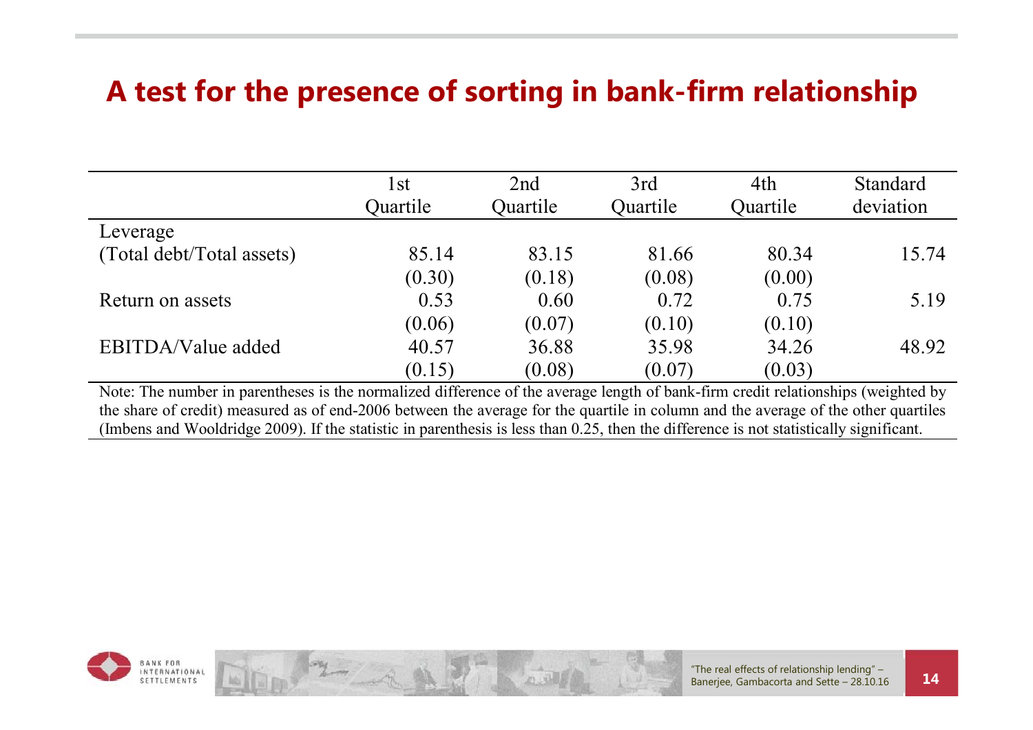# A test for the presence of sorting in bank-firm relationship

| | 1st Quartile | 2nd Quartile | 3rd Quartile | 4th Quartile | Standard deviation |
|---|---|---|---|---|---|
| Leverage | | | | | |
| (Total debt/Total assets) | 85.14 | 83.15 | 81.66 | 80.34 | 15.74 |
| | (0.30) | (0.18) | (0.08) | (0.00) | |
| Return on assets | 0.53 | 0.60 | 0.72 | 0.75 | 5.19 |
| | (0.06) | (0.07) | (0.10) | (0.10) | |
| EBITDA/Value added | 40.57 | 36.88 | 35.98 | 34.26 | 48.92 |
| | (0.15) | (0.08) | (0.07) | (0.03) | |

Note: The number in parentheses is the normalized difference of the average length of bank-firm credit relationships (weighted by the share of credit) measured as of end-2006 between the average for the quartile in column and the average of the other quartiles (Imbens and Wooldridge 2009). If the statistic in parenthesis is less than 0.25, then the difference is not statistically significant.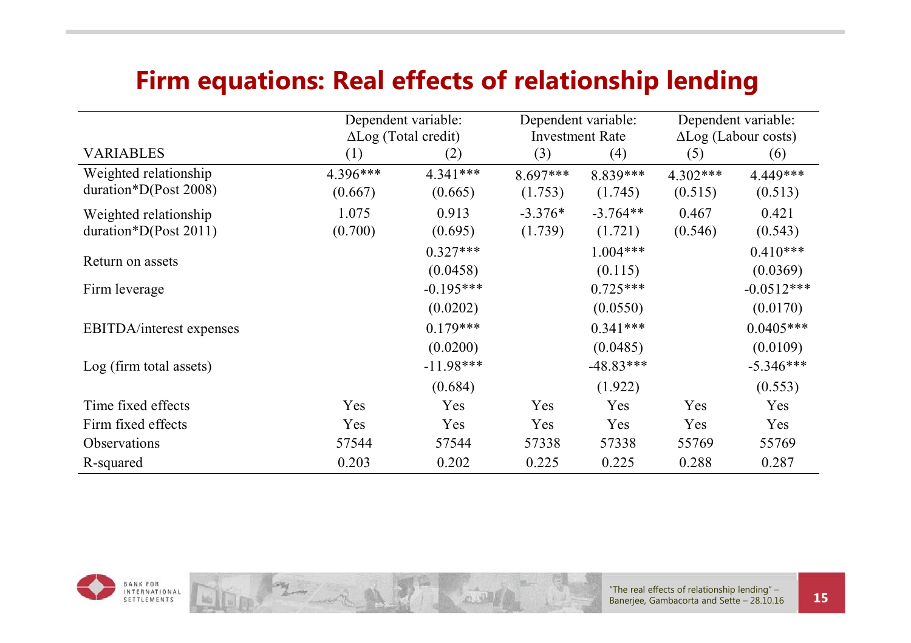# Firm equations: Real effects of relationship lending

| | Dependent variable: ΔLog (Total credit) | | Dependent variable: Investment Rate | | Dependent variable: ΔLog (Labour costs) | |
|---|---|---|---|---|---|---|
| VARIABLES | (1) | (2) | (3) | (4) | (5) | (6) |
| Weighted relationship duration*D(Post 2008) | 4.396*** | 4.341*** | 8.697*** | 8.839*** | 4.302*** | 4.449*** |
| | (0.667) | (0.665) | (1.753) | (1.745) | (0.515) | (0.513) |
| Weighted relationship duration*D(Post 2011) | 1.075 | 0.913 | -3.376* | -3.764** | 0.467 | 0.421 |
| | (0.700) | (0.695) | (1.739) | (1.721) | (0.546) | (0.543) |
| Return on assets | | 0.327*** | | 1.004*** | | 0.410*** |
| | | (0.0458) | | (0.115) | | (0.0369) |
| Firm leverage | | -0.195*** | | 0.725*** | | -0.0512*** |
| | | (0.0202) | | (0.0550) | | (0.0170) |
| EBITDA/interest expenses | | 0.179*** | | 0.341*** | | 0.0405*** |
| | | (0.0200) | | (0.0485) | | (0.0109) |
| Log (firm total assets) | | -11.98*** | | -48.83*** | | -5.346*** |
| | | (0.684) | | (1.922) | | (0.553) |
| Time fixed effects | Yes | Yes | Yes | Yes | Yes | Yes |
| Firm fixed effects | Yes | Yes | Yes | Yes | Yes | Yes |
| Observations | 57544 | 57544 | 57338 | 57338 | 55769 | 55769 |
| R-squared | 0.203 | 0.202 | 0.225 | 0.225 | 0.288 | 0.287 |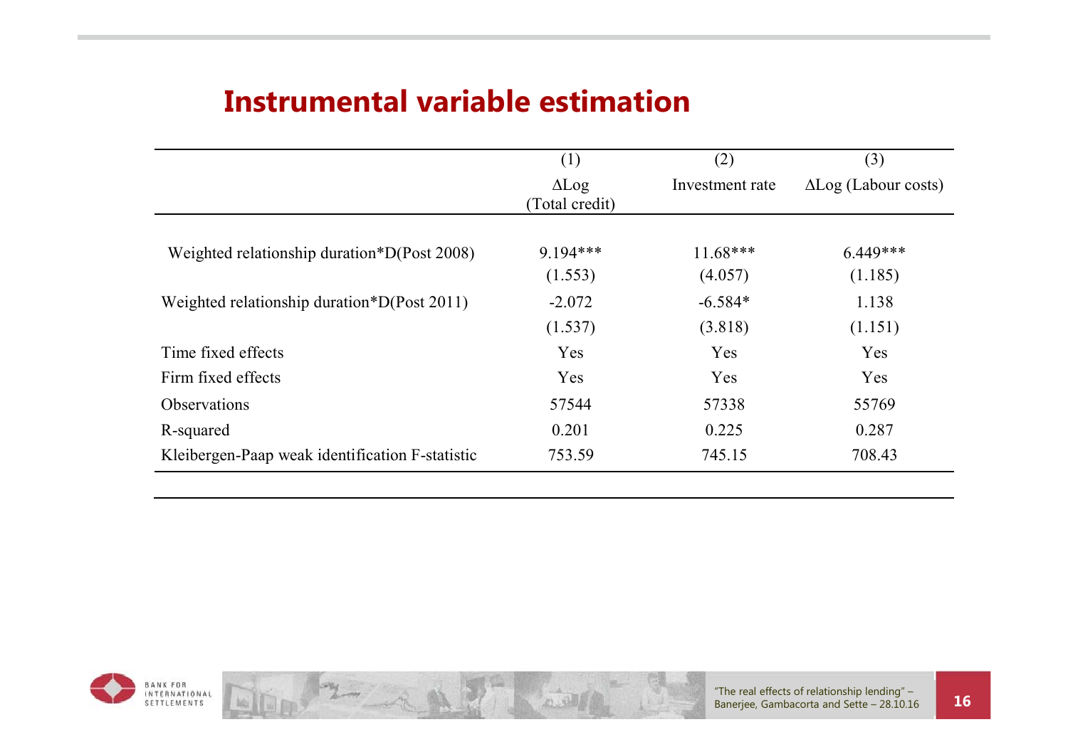## Instrumental variable estimation

| | (1) | (2) | (3) |
|---|---|---|---|
| | ΔLog (Total credit) | Investment rate | ΔLog (Labour costs) |
| Weighted relationship duration*D(Post 2008) | 9.194*** | 11.68*** | 6.449*** |
| | (1.553) | (4.057) | (1.185) |
| Weighted relationship duration*D(Post 2011) | -2.072 | -6.584* | 1.138 |
| | (1.537) | (3.818) | (1.151) |
| Time fixed effects | Yes | Yes | Yes |
| Firm fixed effects | Yes | Yes | Yes |
| Observations | 57544 | 57338 | 55769 |
| R-squared | 0.201 | 0.225 | 0.287 |
| Kleibergen-Paap weak identification F-statistic | 753.59 | 745.15 | 708.43 |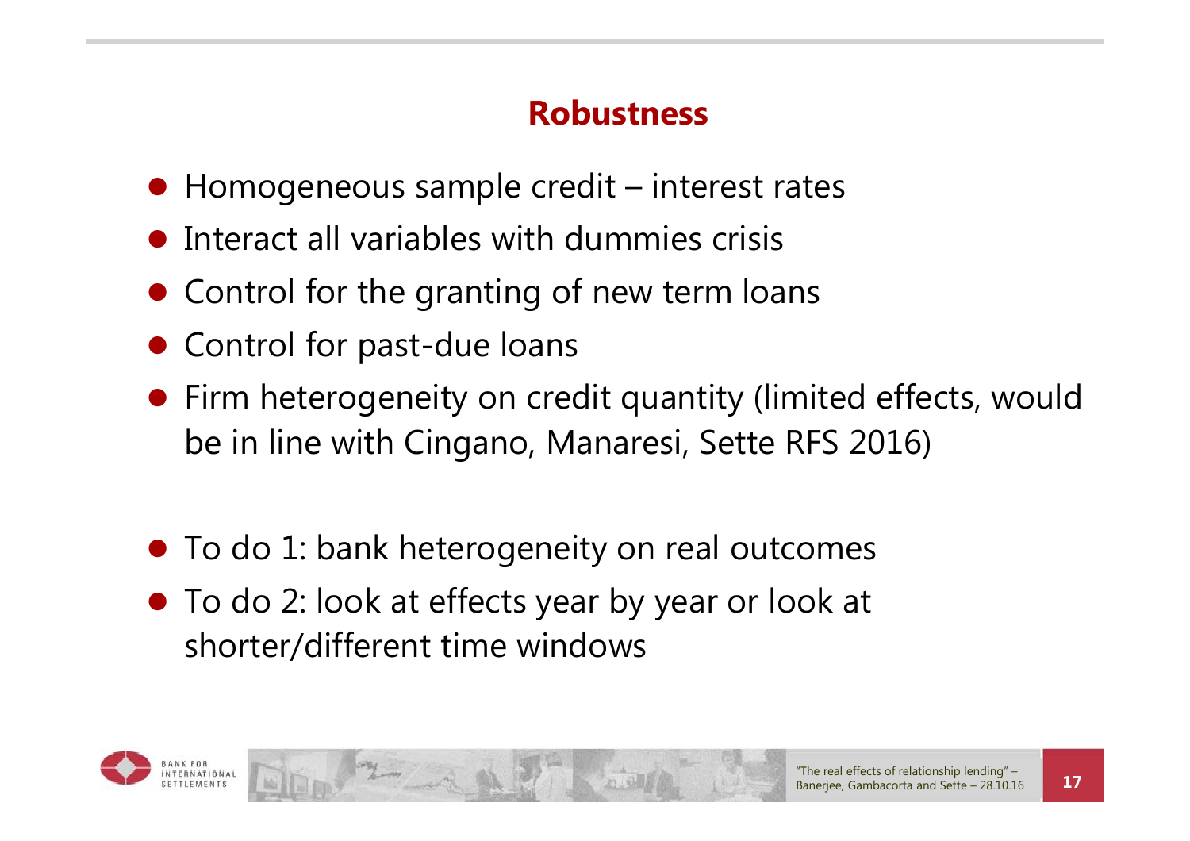## Robustness

- Homogeneous sample credit – interest rates
- Interact all variables with dummies crisis
- Control for the granting of new term loans
- Control for past-due loans
- Firm heterogeneity on credit quantity (limited effects, would be in line with Cingano, Manaresi, Sette RFS 2016)

- To do 1: bank heterogeneity on real outcomes
- To do 2: look at effects year by year or look at shorter/different time windows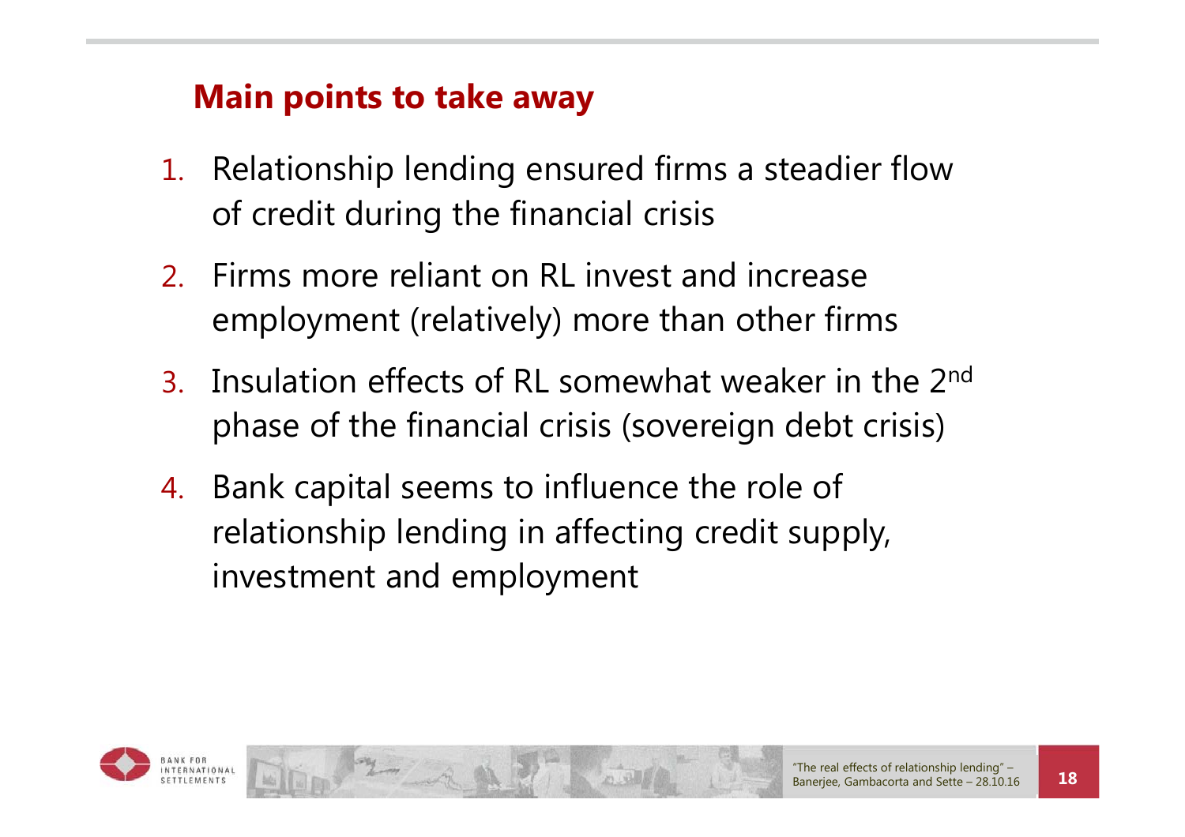## Main points to take away

1. Relationship lending ensured firms a steadier flow of credit during the financial crisis
2. Firms more reliant on RL invest and increase employment (relatively) more than other firms
3. Insulation effects of RL somewhat weaker in the 2nd phase of the financial crisis (sovereign debt crisis)
4. Bank capital seems to influence the role of relationship lending in affecting credit supply, investment and employment